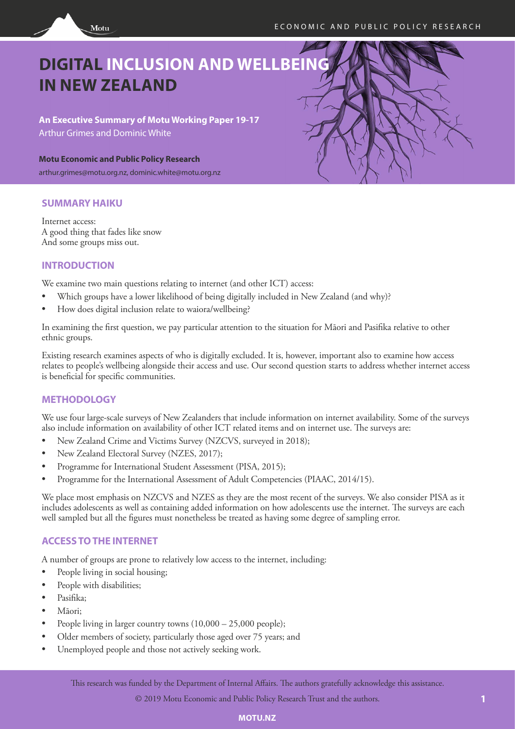# DIGITAL INCLUSION AND WELLBEING IN NEW ZEALAND

**An Executive Summary of Motu Working Paper 19-17**
Arthur Grimes and Dominic White

**Motu Economic and Public Policy Research**
arthur.grimes@motu.org.nz, dominic.white@motu.org.nz

## SUMMARY HAIKU

Internet access:
A good thing that fades like snow
And some groups miss out.

## INTRODUCTION

We examine two main questions relating to internet (and other ICT) access:

- Which groups have a lower likelihood of being digitally included in New Zealand (and why)?
- How does digital inclusion relate to waiora/wellbeing?

In examining the first question, we pay particular attention to the situation for Māori and Pasifika relative to other ethnic groups.

Existing research examines aspects of who is digitally excluded. It is, however, important also to examine how access relates to people's wellbeing alongside their access and use. Our second question starts to address whether internet access is beneficial for specific communities.

## METHODOLOGY

We use four large-scale surveys of New Zealanders that include information on internet availability. Some of the surveys also include information on availability of other ICT related items and on internet use. The surveys are:

- New Zealand Crime and Victims Survey (NZCVS, surveyed in 2018);
- New Zealand Electoral Survey (NZES, 2017);
- Programme for International Student Assessment (PISA, 2015);
- Programme for the International Assessment of Adult Competencies (PIAAC, 2014/15).

We place most emphasis on NZCVS and NZES as they are the most recent of the surveys. We also consider PISA as it includes adolescents as well as containing added information on how adolescents use the internet. The surveys are each well sampled but all the figures must nonetheless be treated as having some degree of sampling error.

## ACCESS TO THE INTERNET

A number of groups are prone to relatively low access to the internet, including:

- People living in social housing;
- People with disabilities;
- Pasifika;
- Māori;
- People living in larger country towns (10,000 – 25,000 people);
- Older members of society, particularly those aged over 75 years; and
- Unemployed people and those not actively seeking work.

This research was funded by the Department of Internal Affairs. The authors gratefully acknowledge this assistance.

© 2019 Motu Economic and Public Policy Research Trust and the authors.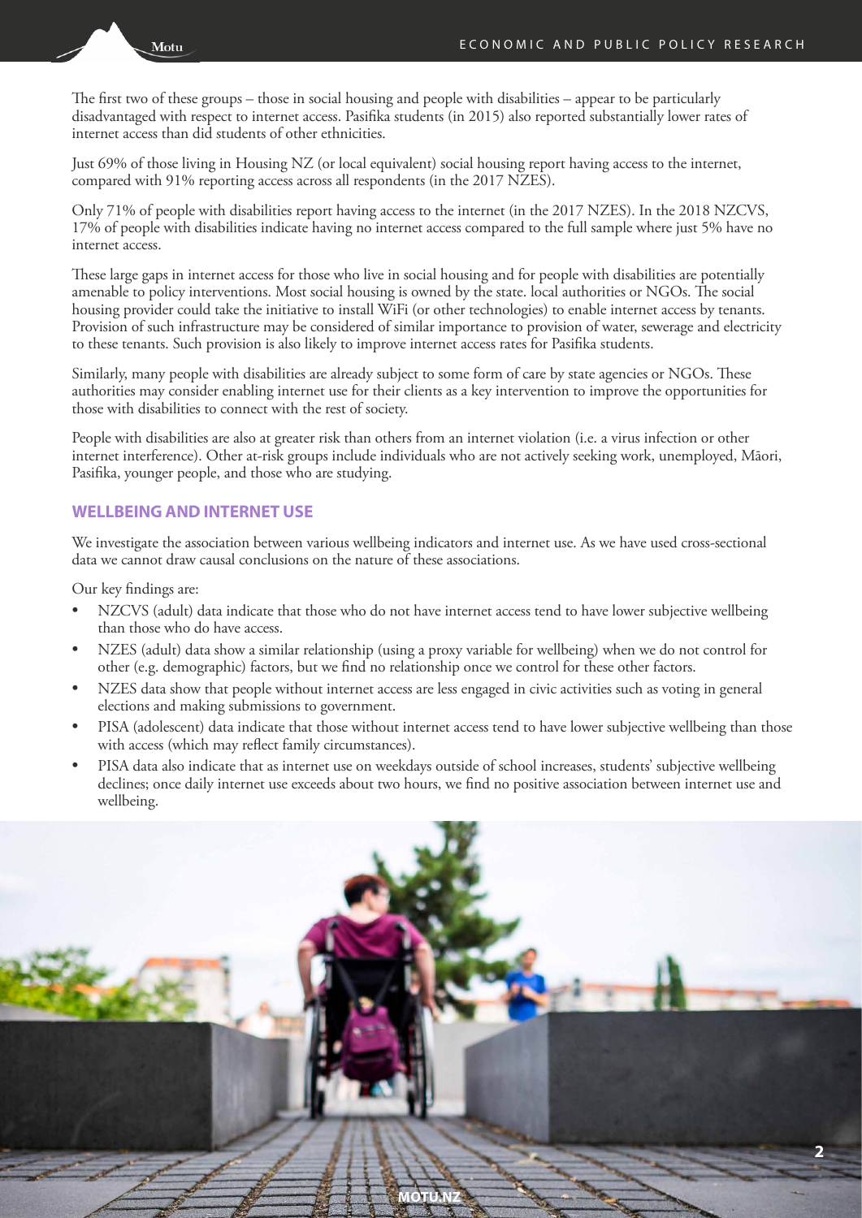The first two of these groups – those in social housing and people with disabilities – appear to be particularly disadvantaged with respect to internet access. Pasifika students (in 2015) also reported substantially lower rates of internet access than did students of other ethnicities.

Just 69% of those living in Housing NZ (or local equivalent) social housing report having access to the internet, compared with 91% reporting access across all respondents (in the 2017 NZES).

Only 71% of people with disabilities report having access to the internet (in the 2017 NZES). In the 2018 NZCVS, 17% of people with disabilities indicate having no internet access compared to the full sample where just 5% have no internet access.

These large gaps in internet access for those who live in social housing and for people with disabilities are potentially amenable to policy interventions. Most social housing is owned by the state. local authorities or NGOs. The social housing provider could take the initiative to install WiFi (or other technologies) to enable internet access by tenants. Provision of such infrastructure may be considered of similar importance to provision of water, sewerage and electricity to these tenants. Such provision is also likely to improve internet access rates for Pasifika students.

Similarly, many people with disabilities are already subject to some form of care by state agencies or NGOs. These authorities may consider enabling internet use for their clients as a key intervention to improve the opportunities for those with disabilities to connect with the rest of society.

People with disabilities are also at greater risk than others from an internet violation (i.e. a virus infection or other internet interference). Other at-risk groups include individuals who are not actively seeking work, unemployed, Māori, Pasifika, younger people, and those who are studying.

## WELLBEING AND INTERNET USE

We investigate the association between various wellbeing indicators and internet use. As we have used cross-sectional data we cannot draw causal conclusions on the nature of these associations.

Our key findings are:

- NZCVS (adult) data indicate that those who do not have internet access tend to have lower subjective wellbeing than those who do have access.
- NZES (adult) data show a similar relationship (using a proxy variable for wellbeing) when we do not control for other (e.g. demographic) factors, but we find no relationship once we control for these other factors.
- NZES data show that people without internet access are less engaged in civic activities such as voting in general elections and making submissions to government.
- PISA (adolescent) data indicate that those without internet access tend to have lower subjective wellbeing than those with access (which may reflect family circumstances).
- PISA data also indicate that as internet use on weekdays outside of school increases, students' subjective wellbeing declines; once daily internet use exceeds about two hours, we find no positive association between internet use and wellbeing.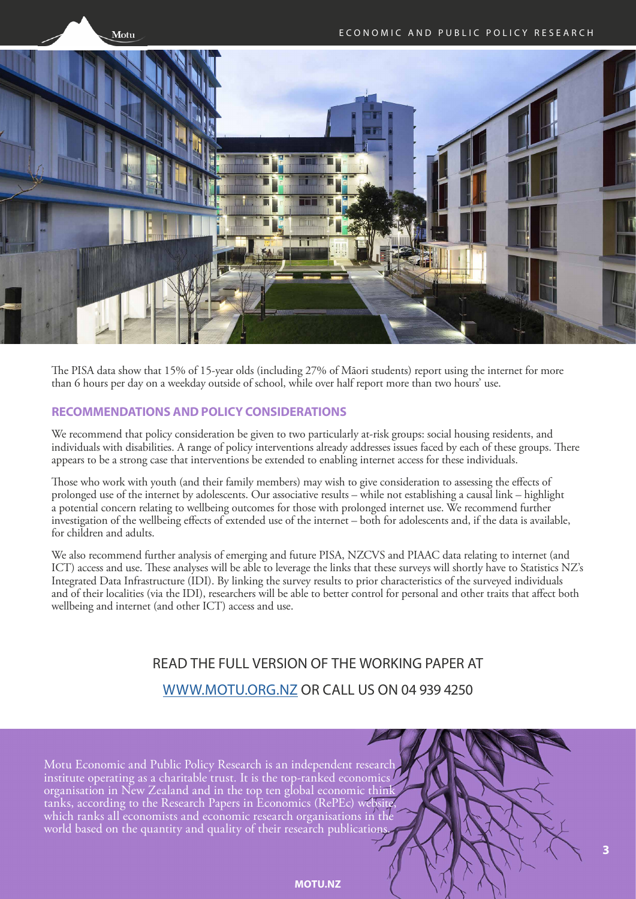The PISA data show that 15% of 15-year olds (including 27% of Māori students) report using the internet for more than 6 hours per day on a weekday outside of school, while over half report more than two hours' use.

## RECOMMENDATIONS AND POLICY CONSIDERATIONS

We recommend that policy consideration be given to two particularly at-risk groups: social housing residents, and individuals with disabilities. A range of policy interventions already addresses issues faced by each of these groups. There appears to be a strong case that interventions be extended to enabling internet access for these individuals.

Those who work with youth (and their family members) may wish to give consideration to assessing the effects of prolonged use of the internet by adolescents. Our associative results – while not establishing a causal link – highlight a potential concern relating to wellbeing outcomes for those with prolonged internet use. We recommend further investigation of the wellbeing effects of extended use of the internet – both for adolescents and, if the data is available, for children and adults.

We also recommend further analysis of emerging and future PISA, NZCVS and PIAAC data relating to internet (and ICT) access and use. These analyses will be able to leverage the links that these surveys will shortly have to Statistics NZ's Integrated Data Infrastructure (IDI). By linking the survey results to prior characteristics of the surveyed individuals and of their localities (via the IDI), researchers will be able to better control for personal and other traits that affect both wellbeing and internet (and other ICT) access and use.

READ THE FULL VERSION OF THE WORKING PAPER AT

WWW.MOTU.ORG.NZ OR CALL US ON 04 939 4250

Motu Economic and Public Policy Research is an independent research institute operating as a charitable trust. It is the top-ranked economics organisation in New Zealand and in the top ten global economic think tanks, according to the Research Papers in Economics (RePEc) website, which ranks all economists and economic research organisations in the world based on the quantity and quality of their research publications.